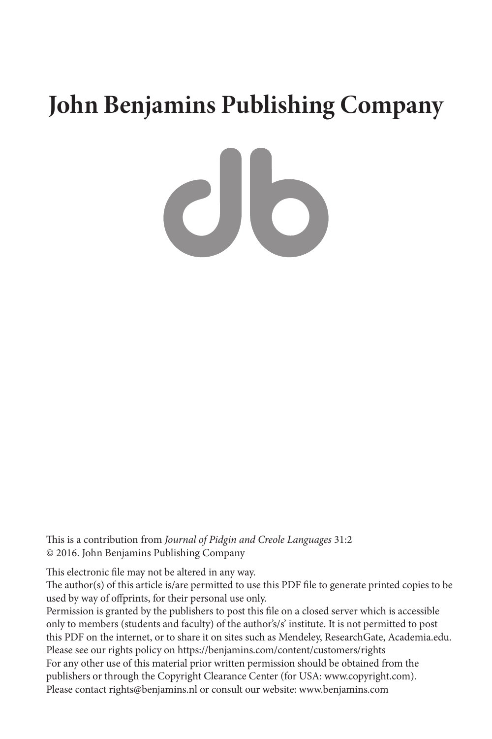# John Benjamins Publishing Company

This is a contribution from *Journal of Pidgin and Creole Languages* 31:2
© 2016. John Benjamins Publishing Company

This electronic file may not be altered in any way.
The author(s) of this article is/are permitted to use this PDF file to generate printed copies to be used by way of offprints, for their personal use only.
Permission is granted by the publishers to post this file on a closed server which is accessible only to members (students and faculty) of the author's/s' institute. It is not permitted to post this PDF on the internet, or to share it on sites such as Mendeley, ResearchGate, Academia.edu.
Please see our rights policy on https://benjamins.com/content/customers/rights
For any other use of this material prior written permission should be obtained from the publishers or through the Copyright Clearance Center (for USA: www.copyright.com).
Please contact rights@benjamins.nl or consult our website: www.benjamins.com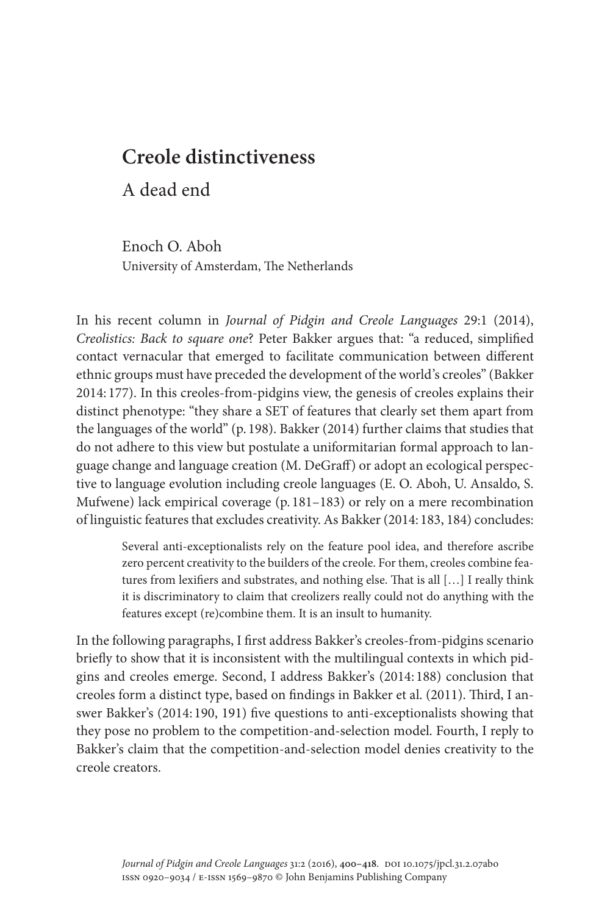# Creole distinctiveness

## A dead end

Enoch O. Aboh
University of Amsterdam, The Netherlands

In his recent column in *Journal of Pidgin and Creole Languages* 29:1 (2014), *Creolistics: Back to square one*? Peter Bakker argues that: "a reduced, simplified contact vernacular that emerged to facilitate communication between different ethnic groups must have preceded the development of the world's creoles" (Bakker 2014: 177). In this creoles-from-pidgins view, the genesis of creoles explains their distinct phenotype: "they share a SET of features that clearly set them apart from the languages of the world" (p. 198). Bakker (2014) further claims that studies that do not adhere to this view but postulate a uniformitarian formal approach to language change and language creation (M. DeGraff) or adopt an ecological perspective to language evolution including creole languages (E. O. Aboh, U. Ansaldo, S. Mufwene) lack empirical coverage (p. 181–183) or rely on a mere recombination of linguistic features that excludes creativity. As Bakker (2014: 183, 184) concludes:

> Several anti-exceptionalists rely on the feature pool idea, and therefore ascribe zero percent creativity to the builders of the creole. For them, creoles combine features from lexifiers and substrates, and nothing else. That is all […] I really think it is discriminatory to claim that creolizers really could not do anything with the features except (re)combine them. It is an insult to humanity.

In the following paragraphs, I first address Bakker's creoles-from-pidgins scenario briefly to show that it is inconsistent with the multilingual contexts in which pidgins and creoles emerge. Second, I address Bakker's (2014: 188) conclusion that creoles form a distinct type, based on findings in Bakker et al. (2011). Third, I answer Bakker's (2014: 190, 191) five questions to anti-exceptionalists showing that they pose no problem to the competition-and-selection model. Fourth, I reply to Bakker's claim that the competition-and-selection model denies creativity to the creole creators.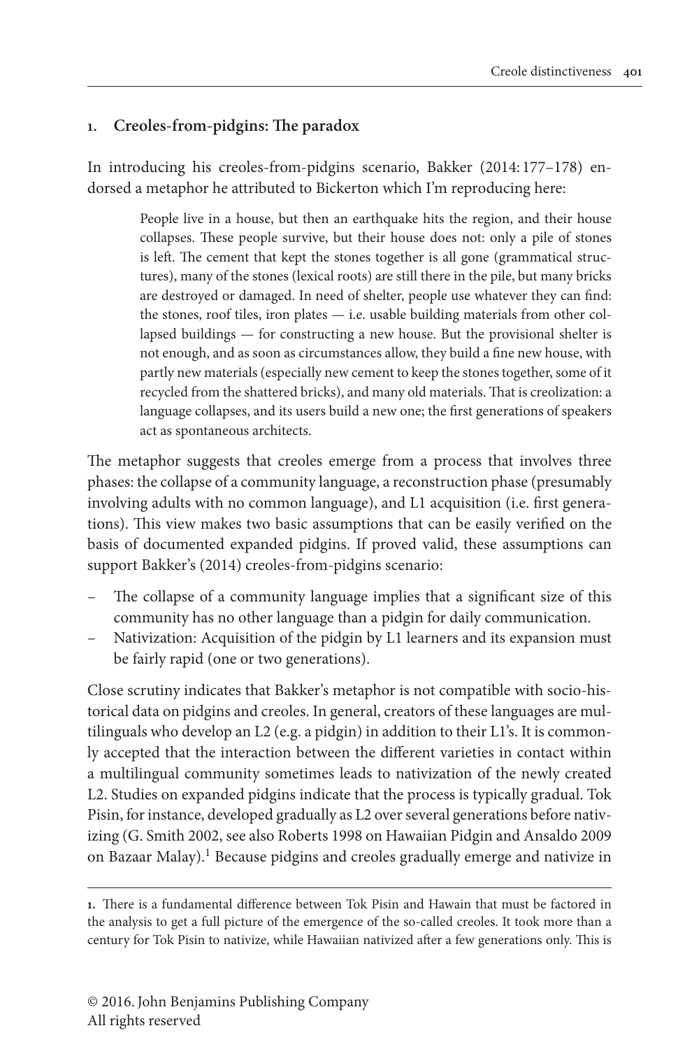## 1. Creoles-from-pidgins: The paradox

In introducing his creoles-from-pidgins scenario, Bakker (2014: 177–178) endorsed a metaphor he attributed to Bickerton which I'm reproducing here:

> People live in a house, but then an earthquake hits the region, and their house collapses. These people survive, but their house does not: only a pile of stones is left. The cement that kept the stones together is all gone (grammatical structures), many of the stones (lexical roots) are still there in the pile, but many bricks are destroyed or damaged. In need of shelter, people use whatever they can find: the stones, roof tiles, iron plates — i.e. usable building materials from other collapsed buildings — for constructing a new house. But the provisional shelter is not enough, and as soon as circumstances allow, they build a fine new house, with partly new materials (especially new cement to keep the stones together, some of it recycled from the shattered bricks), and many old materials. That is creolization: a language collapses, and its users build a new one; the first generations of speakers act as spontaneous architects.

The metaphor suggests that creoles emerge from a process that involves three phases: the collapse of a community language, a reconstruction phase (presumably involving adults with no common language), and L1 acquisition (i.e. first generations). This view makes two basic assumptions that can be easily verified on the basis of documented expanded pidgins. If proved valid, these assumptions can support Bakker's (2014) creoles-from-pidgins scenario:

- The collapse of a community language implies that a significant size of this community has no other language than a pidgin for daily communication.
- Nativization: Acquisition of the pidgin by L1 learners and its expansion must be fairly rapid (one or two generations).

Close scrutiny indicates that Bakker's metaphor is not compatible with socio-historical data on pidgins and creoles. In general, creators of these languages are multilinguals who develop an L2 (e.g. a pidgin) in addition to their L1's. It is commonly accepted that the interaction between the different varieties in contact within a multilingual community sometimes leads to nativization of the newly created L2. Studies on expanded pidgins indicate that the process is typically gradual. Tok Pisin, for instance, developed gradually as L2 over several generations before nativizing (G. Smith 2002, see also Roberts 1998 on Hawaiian Pidgin and Ansaldo 2009 on Bazaar Malay).[1] Because pidgins and creoles gradually emerge and nativize in

---

1. There is a fundamental difference between Tok Pisin and Hawain that must be factored in the analysis to get a full picture of the emergence of the so-called creoles. It took more than a century for Tok Pisin to nativize, while Hawaiian nativized after a few generations only. This is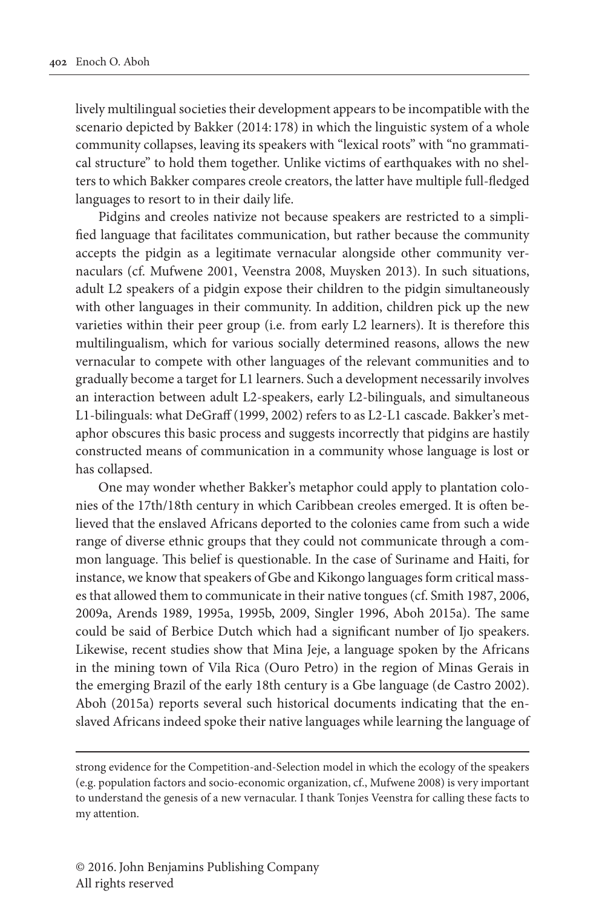lively multilingual societies their development appears to be incompatible with the scenario depicted by Bakker (2014: 178) in which the linguistic system of a whole community collapses, leaving its speakers with "lexical roots" with "no grammatical structure" to hold them together. Unlike victims of earthquakes with no shelters to which Bakker compares creole creators, the latter have multiple full-fledged languages to resort to in their daily life.

Pidgins and creoles nativize not because speakers are restricted to a simplified language that facilitates communication, but rather because the community accepts the pidgin as a legitimate vernacular alongside other community vernaculars (cf. Mufwene 2001, Veenstra 2008, Muysken 2013). In such situations, adult L2 speakers of a pidgin expose their children to the pidgin simultaneously with other languages in their community. In addition, children pick up the new varieties within their peer group (i.e. from early L2 learners). It is therefore this multilingualism, which for various socially determined reasons, allows the new vernacular to compete with other languages of the relevant communities and to gradually become a target for L1 learners. Such a development necessarily involves an interaction between adult L2-speakers, early L2-bilinguals, and simultaneous L1-bilinguals: what DeGraff (1999, 2002) refers to as L2-L1 cascade. Bakker's metaphor obscures this basic process and suggests incorrectly that pidgins are hastily constructed means of communication in a community whose language is lost or has collapsed.

One may wonder whether Bakker's metaphor could apply to plantation colonies of the 17th/18th century in which Caribbean creoles emerged. It is often believed that the enslaved Africans deported to the colonies came from such a wide range of diverse ethnic groups that they could not communicate through a common language. This belief is questionable. In the case of Suriname and Haiti, for instance, we know that speakers of Gbe and Kikongo languages form critical masses that allowed them to communicate in their native tongues (cf. Smith 1987, 2006, 2009a, Arends 1989, 1995a, 1995b, 2009, Singler 1996, Aboh 2015a). The same could be said of Berbice Dutch which had a significant number of Ijo speakers. Likewise, recent studies show that Mina Jeje, a language spoken by the Africans in the mining town of Vila Rica (Ouro Petro) in the region of Minas Gerais in the emerging Brazil of the early 18th century is a Gbe language (de Castro 2002). Aboh (2015a) reports several such historical documents indicating that the enslaved Africans indeed spoke their native languages while learning the language of

---

strong evidence for the Competition-and-Selection model in which the ecology of the speakers (e.g. population factors and socio-economic organization, cf., Mufwene 2008) is very important to understand the genesis of a new vernacular. I thank Tonjes Veenstra for calling these facts to my attention.

© 2016. John Benjamins Publishing Company
All rights reserved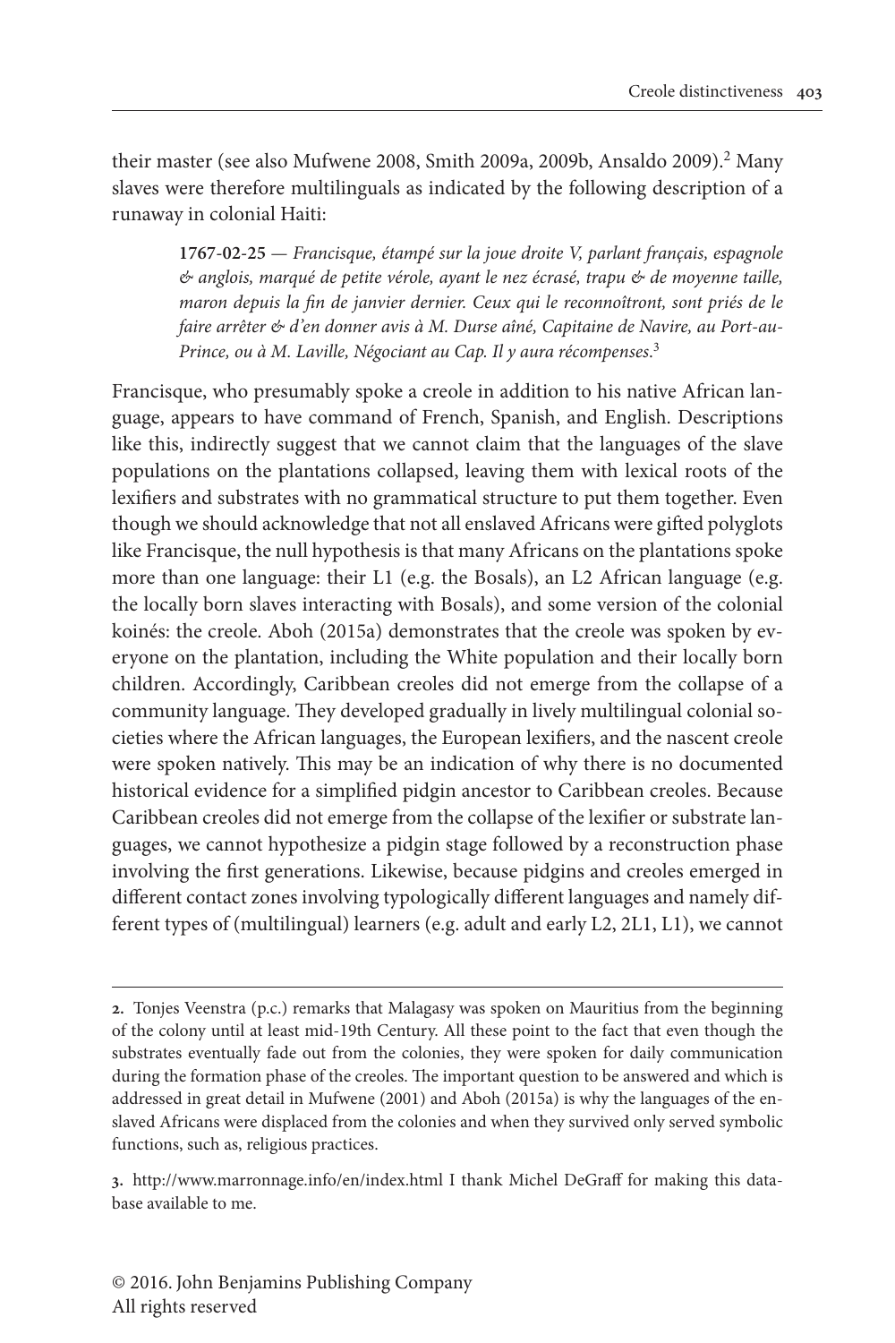their master (see also Mufwene 2008, Smith 2009a, 2009b, Ansaldo 2009).[2] Many slaves were therefore multilinguals as indicated by the following description of a runaway in colonial Haiti:

> **1767-02-25** — *Francisque, étampé sur la joue droite V, parlant français, espagnole & anglois, marqué de petite vérole, ayant le nez écrasé, trapu & de moyenne taille, maron depuis la fin de janvier dernier. Ceux qui le reconnoîtront, sont priés de le faire arrêter & d'en donner avis à M. Durse aîné, Capitaine de Navire, au Port-au-Prince, ou à M. Laville, Négociant au Cap. Il y aura récompenses.*[3]

Francisque, who presumably spoke a creole in addition to his native African language, appears to have command of French, Spanish, and English. Descriptions like this, indirectly suggest that we cannot claim that the languages of the slave populations on the plantations collapsed, leaving them with lexical roots of the lexifiers and substrates with no grammatical structure to put them together. Even though we should acknowledge that not all enslaved Africans were gifted polyglots like Francisque, the null hypothesis is that many Africans on the plantations spoke more than one language: their L1 (e.g. the Bosals), an L2 African language (e.g. the locally born slaves interacting with Bosals), and some version of the colonial koinés: the creole. Aboh (2015a) demonstrates that the creole was spoken by everyone on the plantation, including the White population and their locally born children. Accordingly, Caribbean creoles did not emerge from the collapse of a community language. They developed gradually in lively multilingual colonial societies where the African languages, the European lexifiers, and the nascent creole were spoken natively. This may be an indication of why there is no documented historical evidence for a simplified pidgin ancestor to Caribbean creoles. Because Caribbean creoles did not emerge from the collapse of the lexifier or substrate languages, we cannot hypothesize a pidgin stage followed by a reconstruction phase involving the first generations. Likewise, because pidgins and creoles emerged in different contact zones involving typologically different languages and namely different types of (multilingual) learners (e.g. adult and early L2, 2L1, L1), we cannot

---

**2.** Tonjes Veenstra (p.c.) remarks that Malagasy was spoken on Mauritius from the beginning of the colony until at least mid-19th Century. All these point to the fact that even though the substrates eventually fade out from the colonies, they were spoken for daily communication during the formation phase of the creoles. The important question to be answered and which is addressed in great detail in Mufwene (2001) and Aboh (2015a) is why the languages of the enslaved Africans were displaced from the colonies and when they survived only served symbolic functions, such as, religious practices.

**3.** http://www.marronnage.info/en/index.html I thank Michel DeGraff for making this database available to me.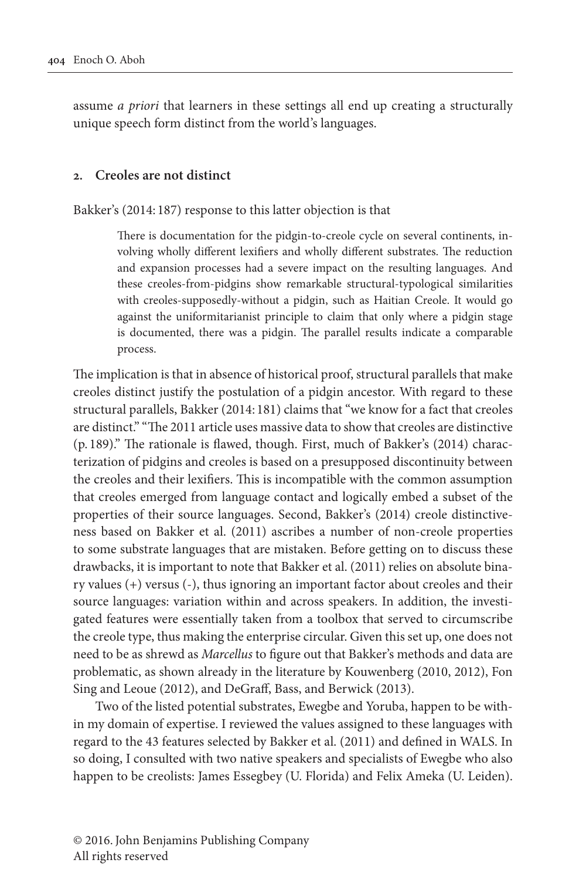assume *a priori* that learners in these settings all end up creating a structurally unique speech form distinct from the world's languages.

## 2. Creoles are not distinct

Bakker's (2014: 187) response to this latter objection is that

> There is documentation for the pidgin-to-creole cycle on several continents, involving wholly different lexifiers and wholly different substrates. The reduction and expansion processes had a severe impact on the resulting languages. And these creoles-from-pidgins show remarkable structural-typological similarities with creoles-supposedly-without a pidgin, such as Haitian Creole. It would go against the uniformitarianist principle to claim that only where a pidgin stage is documented, there was a pidgin. The parallel results indicate a comparable process.

The implication is that in absence of historical proof, structural parallels that make creoles distinct justify the postulation of a pidgin ancestor. With regard to these structural parallels, Bakker (2014: 181) claims that "we know for a fact that creoles are distinct." "The 2011 article uses massive data to show that creoles are distinctive (p. 189)." The rationale is flawed, though. First, much of Bakker's (2014) characterization of pidgins and creoles is based on a presupposed discontinuity between the creoles and their lexifiers. This is incompatible with the common assumption that creoles emerged from language contact and logically embed a subset of the properties of their source languages. Second, Bakker's (2014) creole distinctiveness based on Bakker et al. (2011) ascribes a number of non-creole properties to some substrate languages that are mistaken. Before getting on to discuss these drawbacks, it is important to note that Bakker et al. (2011) relies on absolute binary values (+) versus (-), thus ignoring an important factor about creoles and their source languages: variation within and across speakers. In addition, the investigated features were essentially taken from a toolbox that served to circumscribe the creole type, thus making the enterprise circular. Given this set up, one does not need to be as shrewd as *Marcellus* to figure out that Bakker's methods and data are problematic, as shown already in the literature by Kouwenberg (2010, 2012), Fon Sing and Leoue (2012), and DeGraff, Bass, and Berwick (2013).

Two of the listed potential substrates, Ewegbe and Yoruba, happen to be within my domain of expertise. I reviewed the values assigned to these languages with regard to the 43 features selected by Bakker et al. (2011) and defined in WALS. In so doing, I consulted with two native speakers and specialists of Ewegbe who also happen to be creolists: James Essegbey (U. Florida) and Felix Ameka (U. Leiden).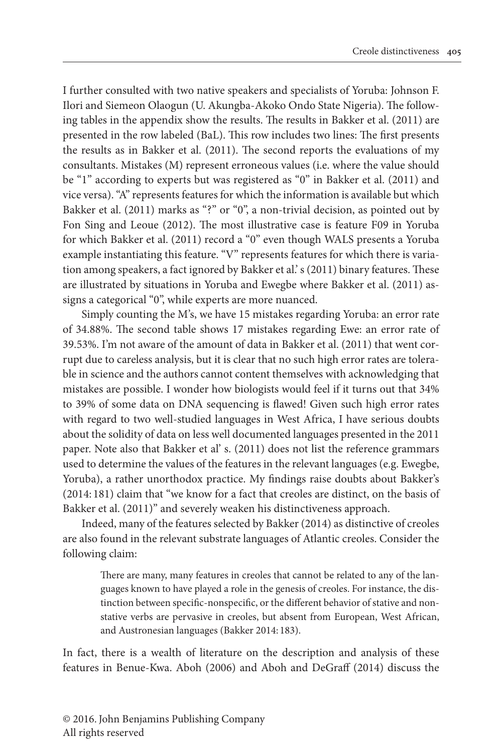I further consulted with two native speakers and specialists of Yoruba: Johnson F. Ilori and Siemeon Olaogun (U. Akungba-Akoko Ondo State Nigeria). The following tables in the appendix show the results. The results in Bakker et al. (2011) are presented in the row labeled (BaL). This row includes two lines: The first presents the results as in Bakker et al. (2011). The second reports the evaluations of my consultants. Mistakes (M) represent erroneous values (i.e. where the value should be "1" according to experts but was registered as "0" in Bakker et al. (2011) and vice versa). "A" represents features for which the information is available but which Bakker et al. (2011) marks as "?" or "0", a non-trivial decision, as pointed out by Fon Sing and Leoue (2012). The most illustrative case is feature F09 in Yoruba for which Bakker et al. (2011) record a "0" even though WALS presents a Yoruba example instantiating this feature. "V" represents features for which there is variation among speakers, a fact ignored by Bakker et al.' s (2011) binary features. These are illustrated by situations in Yoruba and Ewegbe where Bakker et al. (2011) assigns a categorical "0", while experts are more nuanced.

Simply counting the M's, we have 15 mistakes regarding Yoruba: an error rate of 34.88%. The second table shows 17 mistakes regarding Ewe: an error rate of 39.53%. I'm not aware of the amount of data in Bakker et al. (2011) that went corrupt due to careless analysis, but it is clear that no such high error rates are tolerable in science and the authors cannot content themselves with acknowledging that mistakes are possible. I wonder how biologists would feel if it turns out that 34% to 39% of some data on DNA sequencing is flawed! Given such high error rates with regard to two well-studied languages in West Africa, I have serious doubts about the solidity of data on less well documented languages presented in the 2011 paper. Note also that Bakker et al' s. (2011) does not list the reference grammars used to determine the values of the features in the relevant languages (e.g. Ewegbe, Yoruba), a rather unorthodox practice. My findings raise doubts about Bakker's (2014: 181) claim that "we know for a fact that creoles are distinct, on the basis of Bakker et al. (2011)" and severely weaken his distinctiveness approach.

Indeed, many of the features selected by Bakker (2014) as distinctive of creoles are also found in the relevant substrate languages of Atlantic creoles. Consider the following claim:

> There are many, many features in creoles that cannot be related to any of the languages known to have played a role in the genesis of creoles. For instance, the distinction between specific-nonspecific, or the different behavior of stative and nonstative verbs are pervasive in creoles, but absent from European, West African, and Austronesian languages (Bakker 2014: 183).

In fact, there is a wealth of literature on the description and analysis of these features in Benue-Kwa. Aboh (2006) and Aboh and DeGraff (2014) discuss the

© 2016. John Benjamins Publishing Company
All rights reserved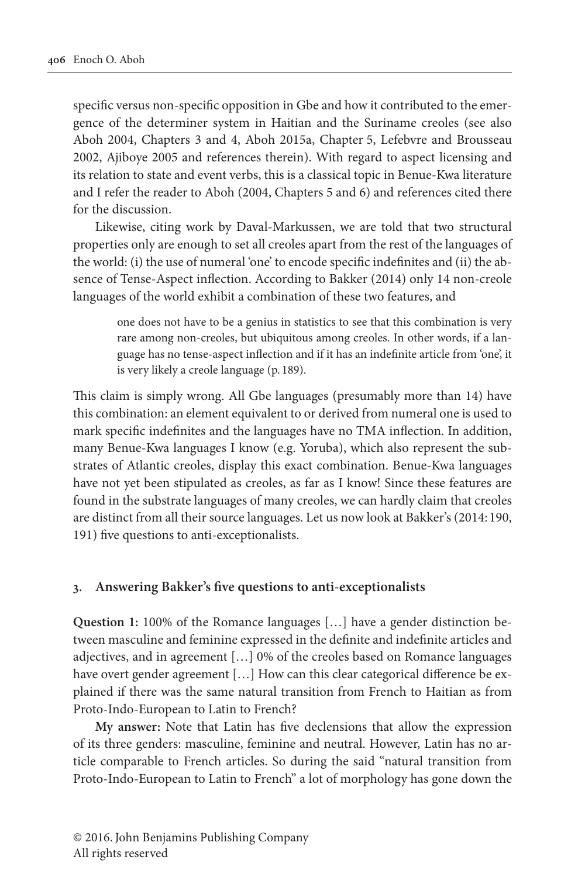specific versus non-specific opposition in Gbe and how it contributed to the emergence of the determiner system in Haitian and the Suriname creoles (see also Aboh 2004, Chapters 3 and 4, Aboh 2015a, Chapter 5, Lefebvre and Brousseau 2002, Ajiboye 2005 and references therein). With regard to aspect licensing and its relation to state and event verbs, this is a classical topic in Benue-Kwa literature and I refer the reader to Aboh (2004, Chapters 5 and 6) and references cited there for the discussion.

Likewise, citing work by Daval-Markussen, we are told that two structural properties only are enough to set all creoles apart from the rest of the languages of the world: (i) the use of numeral 'one' to encode specific indefinites and (ii) the absence of Tense-Aspect inflection. According to Bakker (2014) only 14 non-creole languages of the world exhibit a combination of these two features, and

> one does not have to be a genius in statistics to see that this combination is very rare among non-creoles, but ubiquitous among creoles. In other words, if a language has no tense-aspect inflection and if it has an indefinite article from 'one', it is very likely a creole language (p. 189).

This claim is simply wrong. All Gbe languages (presumably more than 14) have this combination: an element equivalent to or derived from numeral one is used to mark specific indefinites and the languages have no TMA inflection. In addition, many Benue-Kwa languages I know (e.g. Yoruba), which also represent the substrates of Atlantic creoles, display this exact combination. Benue-Kwa languages have not yet been stipulated as creoles, as far as I know! Since these features are found in the substrate languages of many creoles, we can hardly claim that creoles are distinct from all their source languages. Let us now look at Bakker's (2014: 190, 191) five questions to anti-exceptionalists.

## 3. Answering Bakker's five questions to anti-exceptionalists

**Question 1:** 100% of the Romance languages […] have a gender distinction between masculine and feminine expressed in the definite and indefinite articles and adjectives, and in agreement […] 0% of the creoles based on Romance languages have overt gender agreement […] How can this clear categorical difference be explained if there was the same natural transition from French to Haitian as from Proto-Indo-European to Latin to French?

**My answer:** Note that Latin has five declensions that allow the expression of its three genders: masculine, feminine and neutral. However, Latin has no article comparable to French articles. So during the said "natural transition from Proto-Indo-European to Latin to French" a lot of morphology has gone down the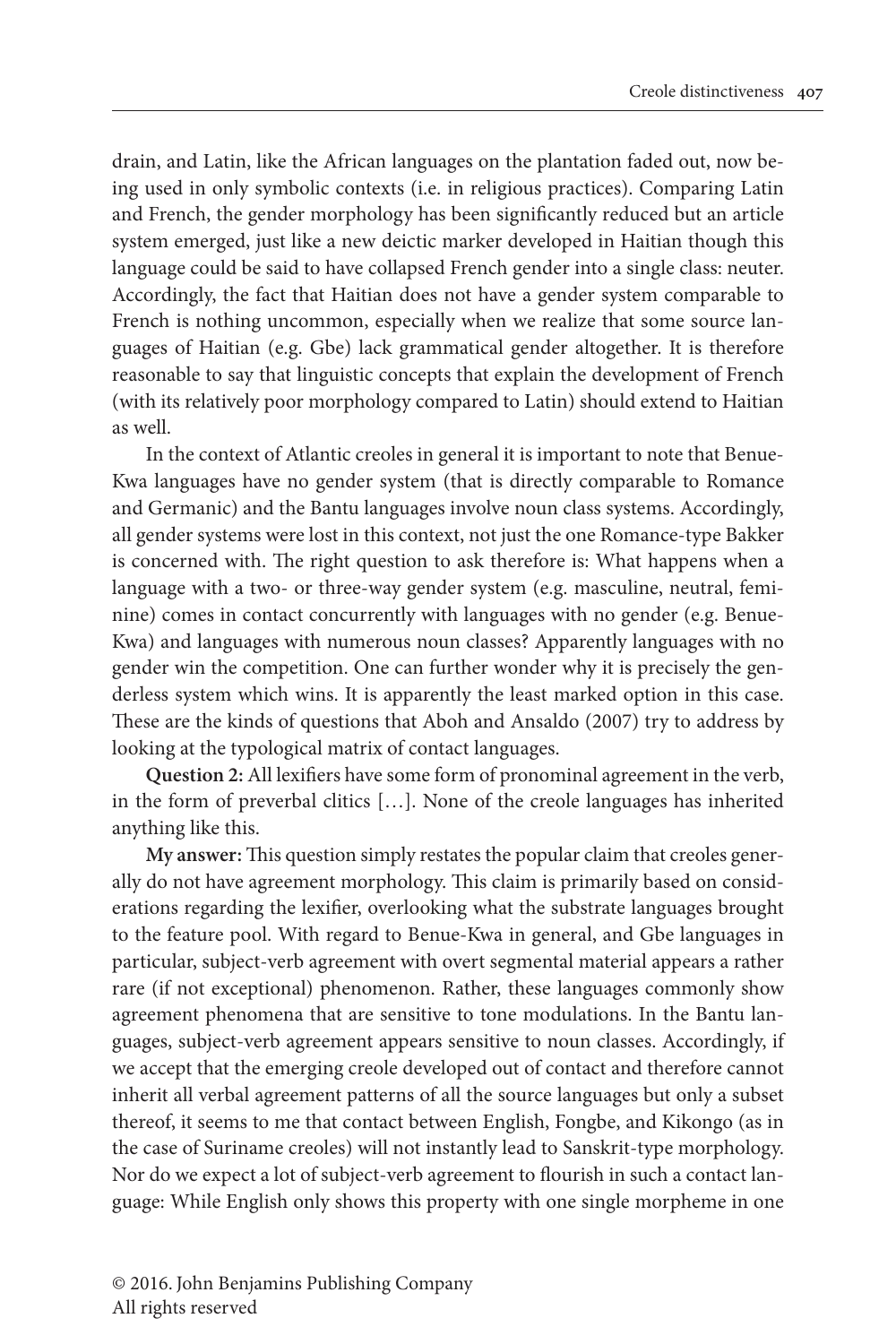drain, and Latin, like the African languages on the plantation faded out, now being used in only symbolic contexts (i.e. in religious practices). Comparing Latin and French, the gender morphology has been significantly reduced but an article system emerged, just like a new deictic marker developed in Haitian though this language could be said to have collapsed French gender into a single class: neuter. Accordingly, the fact that Haitian does not have a gender system comparable to French is nothing uncommon, especially when we realize that some source languages of Haitian (e.g. Gbe) lack grammatical gender altogether. It is therefore reasonable to say that linguistic concepts that explain the development of French (with its relatively poor morphology compared to Latin) should extend to Haitian as well.

In the context of Atlantic creoles in general it is important to note that Benue-Kwa languages have no gender system (that is directly comparable to Romance and Germanic) and the Bantu languages involve noun class systems. Accordingly, all gender systems were lost in this context, not just the one Romance-type Bakker is concerned with. The right question to ask therefore is: What happens when a language with a two- or three-way gender system (e.g. masculine, neutral, feminine) comes in contact concurrently with languages with no gender (e.g. Benue-Kwa) and languages with numerous noun classes? Apparently languages with no gender win the competition. One can further wonder why it is precisely the genderless system which wins. It is apparently the least marked option in this case. These are the kinds of questions that Aboh and Ansaldo (2007) try to address by looking at the typological matrix of contact languages.

**Question 2:** All lexifiers have some form of pronominal agreement in the verb, in the form of preverbal clitics […]. None of the creole languages has inherited anything like this.

**My answer:** This question simply restates the popular claim that creoles generally do not have agreement morphology. This claim is primarily based on considerations regarding the lexifier, overlooking what the substrate languages brought to the feature pool. With regard to Benue-Kwa in general, and Gbe languages in particular, subject-verb agreement with overt segmental material appears a rather rare (if not exceptional) phenomenon. Rather, these languages commonly show agreement phenomena that are sensitive to tone modulations. In the Bantu languages, subject-verb agreement appears sensitive to noun classes. Accordingly, if we accept that the emerging creole developed out of contact and therefore cannot inherit all verbal agreement patterns of all the source languages but only a subset thereof, it seems to me that contact between English, Fongbe, and Kikongo (as in the case of Suriname creoles) will not instantly lead to Sanskrit-type morphology. Nor do we expect a lot of subject-verb agreement to flourish in such a contact language: While English only shows this property with one single morpheme in one

© 2016. John Benjamins Publishing Company
All rights reserved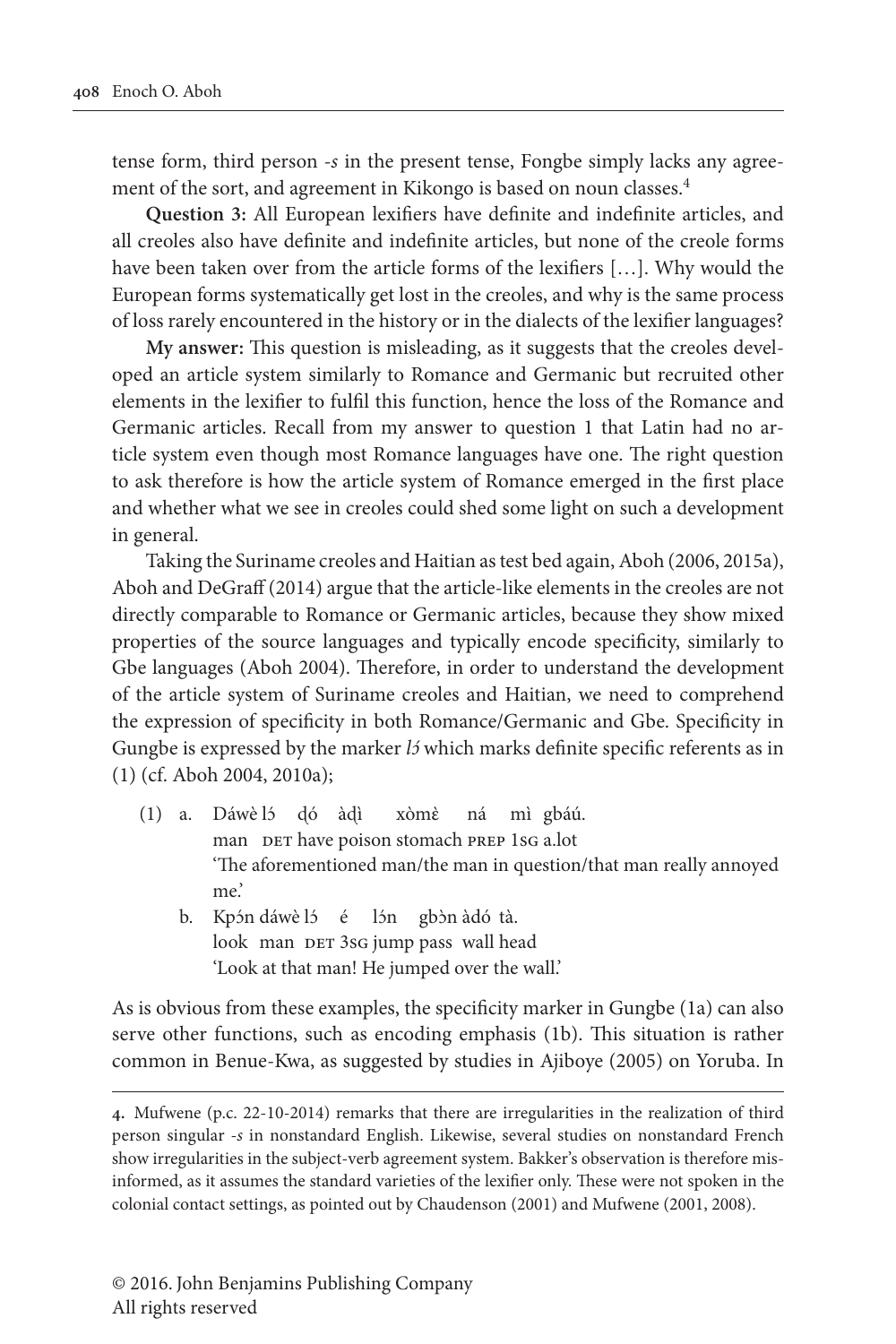tense form, third person -*s* in the present tense, Fongbe simply lacks any agreement of the sort, and agreement in Kikongo is based on noun classes.[4]

**Question 3:** All European lexifiers have definite and indefinite articles, and all creoles also have definite and indefinite articles, but none of the creole forms have been taken over from the article forms of the lexifiers […]. Why would the European forms systematically get lost in the creoles, and why is the same process of loss rarely encountered in the history or in the dialects of the lexifier languages?

**My answer:** This question is misleading, as it suggests that the creoles developed an article system similarly to Romance and Germanic but recruited other elements in the lexifier to fulfil this function, hence the loss of the Romance and Germanic articles. Recall from my answer to question 1 that Latin had no article system even though most Romance languages have one. The right question to ask therefore is how the article system of Romance emerged in the first place and whether what we see in creoles could shed some light on such a development in general.

Taking the Suriname creoles and Haitian as test bed again, Aboh (2006, 2015a), Aboh and DeGraff (2014) argue that the article-like elements in the creoles are not directly comparable to Romance or Germanic articles, because they show mixed properties of the source languages and typically encode specificity, similarly to Gbe languages (Aboh 2004). Therefore, in order to understand the development of the article system of Suriname creoles and Haitian, we need to comprehend the expression of specificity in both Romance/Germanic and Gbe. Specificity in Gungbe is expressed by the marker *lɔ́* which marks definite specific referents as in (1) (cf. Aboh 2004, 2010a);

(1) a. Dáwè lɔ́ ɖó àɖì xòmɛ̀ ná mì gbáú.
   man DET have poison stomach PREP 1SG a.lot
   'The aforementioned man/the man in question/that man really annoyed me.'

   b. Kpɔ́n dáwè lɔ́ é lɔ́n gbɔ̀n àdó tà.
   look man DET 3SG jump pass wall head
   'Look at that man! He jumped over the wall.'

As is obvious from these examples, the specificity marker in Gungbe (1a) can also serve other functions, such as encoding emphasis (1b). This situation is rather common in Benue-Kwa, as suggested by studies in Ajiboye (2005) on Yoruba. In

4. Mufwene (p.c. 22-10-2014) remarks that there are irregularities in the realization of third person singular -*s* in nonstandard English. Likewise, several studies on nonstandard French show irregularities in the subject-verb agreement system. Bakker's observation is therefore misinformed, as it assumes the standard varieties of the lexifier only. These were not spoken in the colonial contact settings, as pointed out by Chaudenson (2001) and Mufwene (2001, 2008).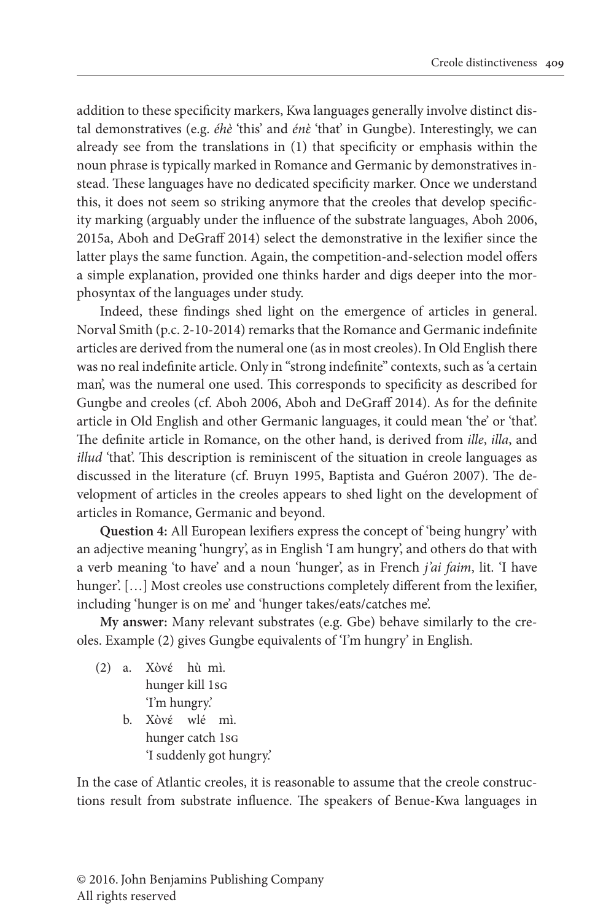addition to these specificity markers, Kwa languages generally involve distinct distal demonstratives (e.g. *éhè* 'this' and *énè* 'that' in Gungbe). Interestingly, we can already see from the translations in (1) that specificity or emphasis within the noun phrase is typically marked in Romance and Germanic by demonstratives instead. These languages have no dedicated specificity marker. Once we understand this, it does not seem so striking anymore that the creoles that develop specificity marking (arguably under the influence of the substrate languages, Aboh 2006, 2015a, Aboh and DeGraff 2014) select the demonstrative in the lexifier since the latter plays the same function. Again, the competition-and-selection model offers a simple explanation, provided one thinks harder and digs deeper into the morphosyntax of the languages under study.

Indeed, these findings shed light on the emergence of articles in general. Norval Smith (p.c. 2-10-2014) remarks that the Romance and Germanic indefinite articles are derived from the numeral one (as in most creoles). In Old English there was no real indefinite article. Only in "strong indefinite" contexts, such as 'a certain man', was the numeral one used. This corresponds to specificity as described for Gungbe and creoles (cf. Aboh 2006, Aboh and DeGraff 2014). As for the definite article in Old English and other Germanic languages, it could mean 'the' or 'that'. The definite article in Romance, on the other hand, is derived from *ille*, *illa*, and *illud* 'that'. This description is reminiscent of the situation in creole languages as discussed in the literature (cf. Bruyn 1995, Baptista and Guéron 2007). The development of articles in the creoles appears to shed light on the development of articles in Romance, Germanic and beyond.

**Question 4:** All European lexifiers express the concept of 'being hungry' with an adjective meaning 'hungry', as in English 'I am hungry', and others do that with a verb meaning 'to have' and a noun 'hunger', as in French *j'ai faim*, lit. 'I have hunger'. […] Most creoles use constructions completely different from the lexifier, including 'hunger is on me' and 'hunger takes/eats/catches me'.

**My answer:** Many relevant substrates (e.g. Gbe) behave similarly to the creoles. Example (2) gives Gungbe equivalents of 'I'm hungry' in English.

(2) a. Xòvɛ́ hù mì.
hunger kill 1SG
'I'm hungry.'

b. Xòvɛ́ wlé mì.
hunger catch 1SG
'I suddenly got hungry.'

In the case of Atlantic creoles, it is reasonable to assume that the creole constructions result from substrate influence. The speakers of Benue-Kwa languages in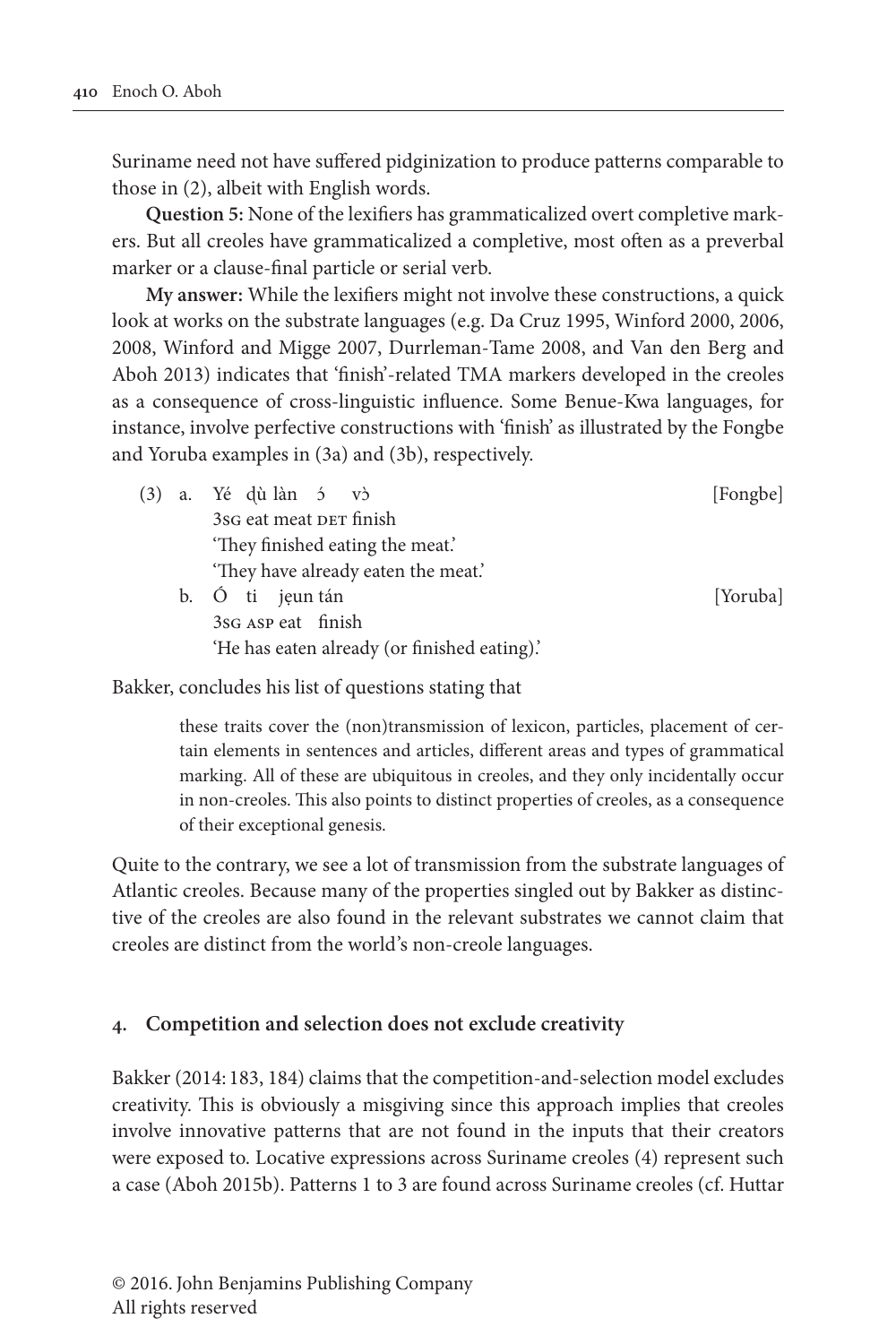Suriname need not have suffered pidginization to produce patterns comparable to those in (2), albeit with English words.

**Question 5:** None of the lexifiers has grammaticalized overt completive markers. But all creoles have grammaticalized a completive, most often as a preverbal marker or a clause-final particle or serial verb.

**My answer:** While the lexifiers might not involve these constructions, a quick look at works on the substrate languages (e.g. Da Cruz 1995, Winford 2000, 2006, 2008, Winford and Migge 2007, Durrleman-Tame 2008, and Van den Berg and Aboh 2013) indicates that 'finish'-related TMA markers developed in the creoles as a consequence of cross-linguistic influence. Some Benue-Kwa languages, for instance, involve perfective constructions with 'finish' as illustrated by the Fongbe and Yoruba examples in (3a) and (3b), respectively.

(3) a. Yé ɖù làn ɔ́ vɔ̀ [Fongbe]
3SG eat meat DET finish
'They finished eating the meat.'
'They have already eaten the meat.'

b. Ó ti jẹun tán [Yoruba]
3SG ASP eat finish
'He has eaten already (or finished eating).'

Bakker, concludes his list of questions stating that

> these traits cover the (non)transmission of lexicon, particles, placement of certain elements in sentences and articles, different areas and types of grammatical marking. All of these are ubiquitous in creoles, and they only incidentally occur in non-creoles. This also points to distinct properties of creoles, as a consequence of their exceptional genesis.

Quite to the contrary, we see a lot of transmission from the substrate languages of Atlantic creoles. Because many of the properties singled out by Bakker as distinctive of the creoles are also found in the relevant substrates we cannot claim that creoles are distinct from the world's non-creole languages.

## 4. Competition and selection does not exclude creativity

Bakker (2014: 183, 184) claims that the competition-and-selection model excludes creativity. This is obviously a misgiving since this approach implies that creoles involve innovative patterns that are not found in the inputs that their creators were exposed to. Locative expressions across Suriname creoles (4) represent such a case (Aboh 2015b). Patterns 1 to 3 are found across Suriname creoles (cf. Huttar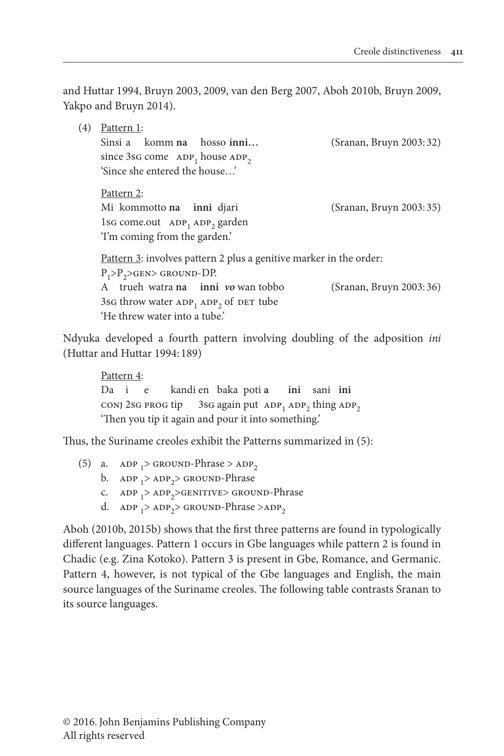and Huttar 1994, Bruyn 2003, 2009, van den Berg 2007, Aboh 2010b, Bruyn 2009, Yakpo and Bruyn 2014).

(4) Pattern 1:

Sinsi a komm **na** hosso **inni…** (Sranan, Bruyn 2003: 32)
since 3SG come $\text{ADP}_1$ house $\text{ADP}_2$
'Since she entered the house…'

Pattern 2:

Mi kommotto **na** **inni** djari (Sranan, Bruyn 2003: 35)
1SG come.out $\text{ADP}_1$ $\text{ADP}_2$ garden
'I'm coming from the garden.'

Pattern 3: involves pattern 2 plus a genitive marker in the order: $P_1$>$P_2$>GEN> GROUND-DP.

A trueh watra **na** **inni** ***vo*** wan tobbo (Sranan, Bruyn 2003: 36)
3SG throw water $\text{ADP}_1$ $\text{ADP}_2$ of DET tube
'He threw water into a tube.'

Ndyuka developed a fourth pattern involving doubling of the adposition *ini* (Huttar and Huttar 1994: 189)

Pattern 4:

Da i e kandi en baka poti **a** **ini** sani **ini**
CONJ 2SG PROG tip 3SG again put $\text{ADP}_1$ $\text{ADP}_2$ thing $\text{ADP}_2$
'Then you tip it again and pour it into something.'

Thus, the Suriname creoles exhibit the Patterns summarized in (5):

(5) a. $\text{ADP}_1$> GROUND-Phrase > $\text{ADP}_2$
b. $\text{ADP}_1$> $\text{ADP}_2$> GROUND-Phrase
c. $\text{ADP}_1$> $\text{ADP}_2$>GENITIVE> GROUND-Phrase
d. $\text{ADP}_1$> $\text{ADP}_2$> GROUND-Phrase >$\text{ADP}_2$

Aboh (2010b, 2015b) shows that the first three patterns are found in typologically different languages. Pattern 1 occurs in Gbe languages while pattern 2 is found in Chadic (e.g. Zina Kotoko). Pattern 3 is present in Gbe, Romance, and Germanic. Pattern 4, however, is not typical of the Gbe languages and English, the main source languages of the Suriname creoles. The following table contrasts Sranan to its source languages.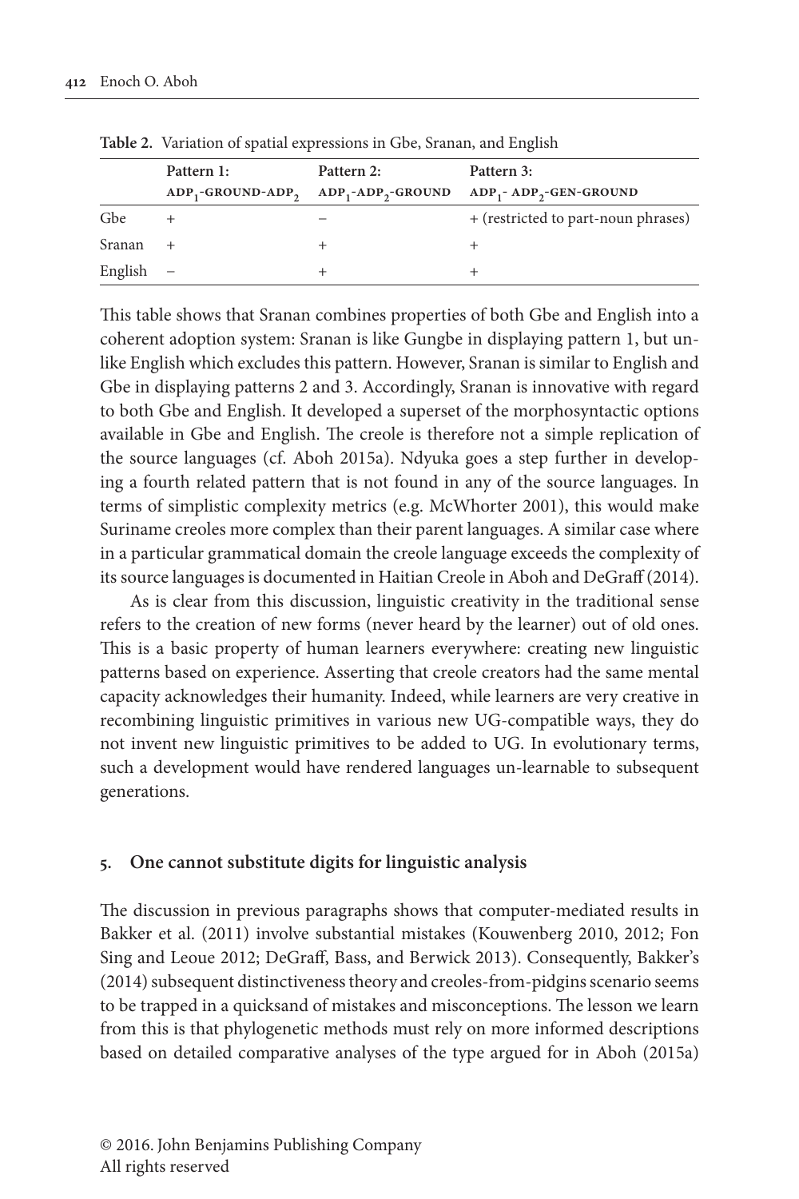**Table 2.** Variation of spatial expressions in Gbe, Sranan, and English

| | Pattern 1: ADP$_1$-GROUND-ADP$_2$ | Pattern 2: ADP$_1$-ADP$_2$-GROUND | Pattern 3: ADP$_1$- ADP$_2$-GEN-GROUND |
|---|---|---|---|
| Gbe | + | – | + (restricted to part-noun phrases) |
| Sranan | + | + | + |
| English | – | + | + |

This table shows that Sranan combines properties of both Gbe and English into a coherent adoption system: Sranan is like Gungbe in displaying pattern 1, but unlike English which excludes this pattern. However, Sranan is similar to English and Gbe in displaying patterns 2 and 3. Accordingly, Sranan is innovative with regard to both Gbe and English. It developed a superset of the morphosyntactic options available in Gbe and English. The creole is therefore not a simple replication of the source languages (cf. Aboh 2015a). Ndyuka goes a step further in developing a fourth related pattern that is not found in any of the source languages. In terms of simplistic complexity metrics (e.g. McWhorter 2001), this would make Suriname creoles more complex than their parent languages. A similar case where in a particular grammatical domain the creole language exceeds the complexity of its source languages is documented in Haitian Creole in Aboh and DeGraff (2014).

As is clear from this discussion, linguistic creativity in the traditional sense refers to the creation of new forms (never heard by the learner) out of old ones. This is a basic property of human learners everywhere: creating new linguistic patterns based on experience. Asserting that creole creators had the same mental capacity acknowledges their humanity. Indeed, while learners are very creative in recombining linguistic primitives in various new UG-compatible ways, they do not invent new linguistic primitives to be added to UG. In evolutionary terms, such a development would have rendered languages un-learnable to subsequent generations.

## 5. One cannot substitute digits for linguistic analysis

The discussion in previous paragraphs shows that computer-mediated results in Bakker et al. (2011) involve substantial mistakes (Kouwenberg 2010, 2012; Fon Sing and Leoue 2012; DeGraff, Bass, and Berwick 2013). Consequently, Bakker's (2014) subsequent distinctiveness theory and creoles-from-pidgins scenario seems to be trapped in a quicksand of mistakes and misconceptions. The lesson we learn from this is that phylogenetic methods must rely on more informed descriptions based on detailed comparative analyses of the type argued for in Aboh (2015a)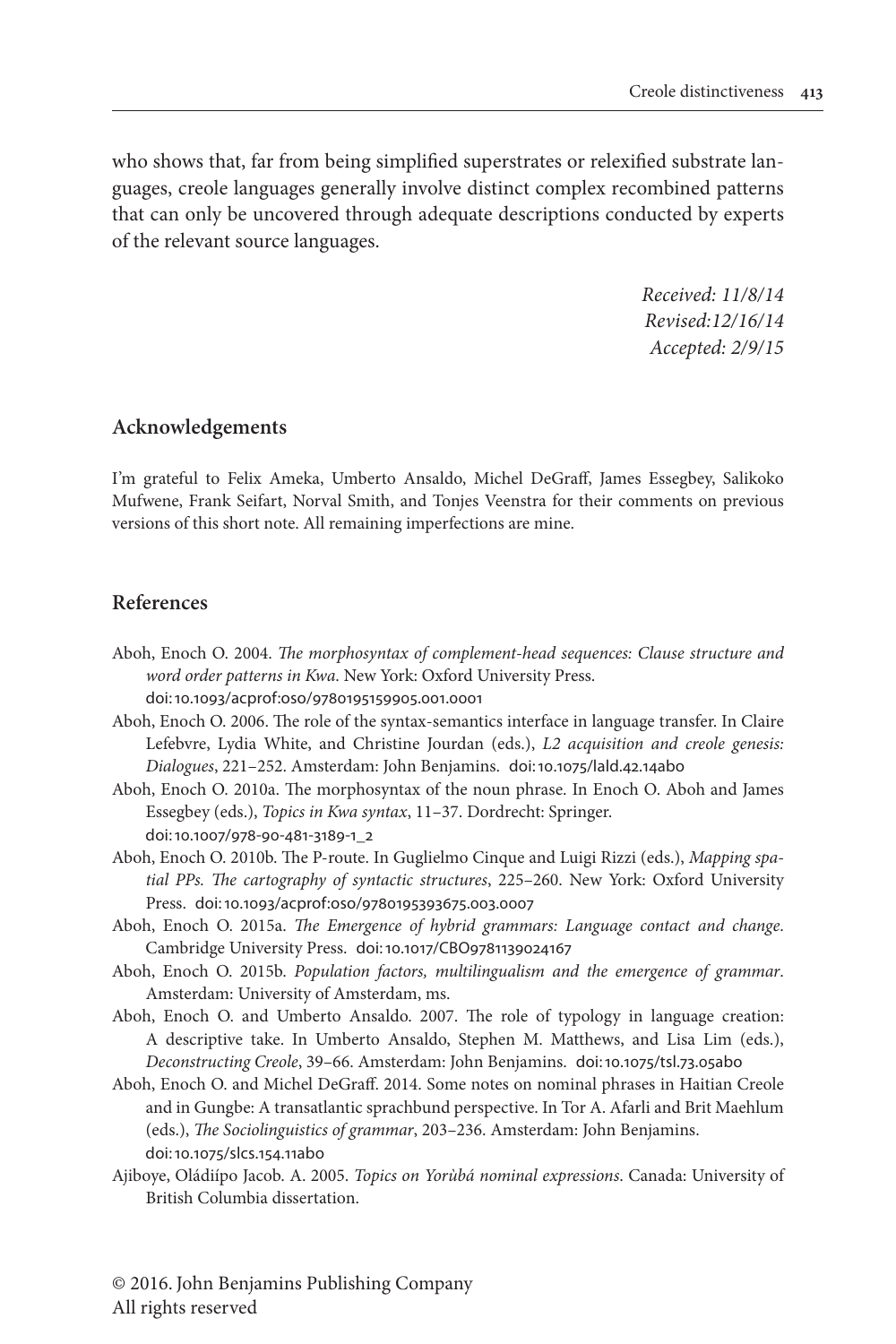who shows that, far from being simplified superstrates or relexified substrate languages, creole languages generally involve distinct complex recombined patterns that can only be uncovered through adequate descriptions conducted by experts of the relevant source languages.

*Received: 11/8/14*
*Revised:12/16/14*
*Accepted: 2/9/15*

## Acknowledgements

I'm grateful to Felix Ameka, Umberto Ansaldo, Michel DeGraff, James Essegbey, Salikoko Mufwene, Frank Seifart, Norval Smith, and Tonjes Veenstra for their comments on previous versions of this short note. All remaining imperfections are mine.

## References

Aboh, Enoch O. 2004. *The morphosyntax of complement-head sequences: Clause structure and word order patterns in Kwa*. New York: Oxford University Press. doi:10.1093/acprof:oso/9780195159905.001.0001

Aboh, Enoch O. 2006. The role of the syntax-semantics interface in language transfer. In Claire Lefebvre, Lydia White, and Christine Jourdan (eds.), *L2 acquisition and creole genesis: Dialogues*, 221–252. Amsterdam: John Benjamins. doi:10.1075/lald.42.14abo

Aboh, Enoch O. 2010a. The morphosyntax of the noun phrase. In Enoch O. Aboh and James Essegbey (eds.), *Topics in Kwa syntax*, 11–37. Dordrecht: Springer. doi:10.1007/978-90-481-3189-1_2

Aboh, Enoch O. 2010b. The P-route. In Guglielmo Cinque and Luigi Rizzi (eds.), *Mapping spatial PPs. The cartography of syntactic structures*, 225–260. New York: Oxford University Press. doi:10.1093/acprof:oso/9780195393675.003.0007

Aboh, Enoch O. 2015a. *The Emergence of hybrid grammars: Language contact and change*. Cambridge University Press. doi:10.1017/CBO9781139024167

Aboh, Enoch O. 2015b. *Population factors, multilingualism and the emergence of grammar*. Amsterdam: University of Amsterdam, ms.

Aboh, Enoch O. and Umberto Ansaldo. 2007. The role of typology in language creation: A descriptive take. In Umberto Ansaldo, Stephen M. Matthews, and Lisa Lim (eds.), *Deconstructing Creole*, 39–66. Amsterdam: John Benjamins. doi:10.1075/tsl.73.05abo

Aboh, Enoch O. and Michel DeGraff. 2014. Some notes on nominal phrases in Haitian Creole and in Gungbe: A transatlantic sprachbund perspective. In Tor A. Afarli and Brit Maehlum (eds.), *The Sociolinguistics of grammar*, 203–236. Amsterdam: John Benjamins. doi:10.1075/slcs.154.11abo

Ajiboye, Oládiípo Jacob. A. 2005. *Topics on Yorùbá nominal expressions*. Canada: University of British Columbia dissertation.

© 2016. John Benjamins Publishing Company
All rights reserved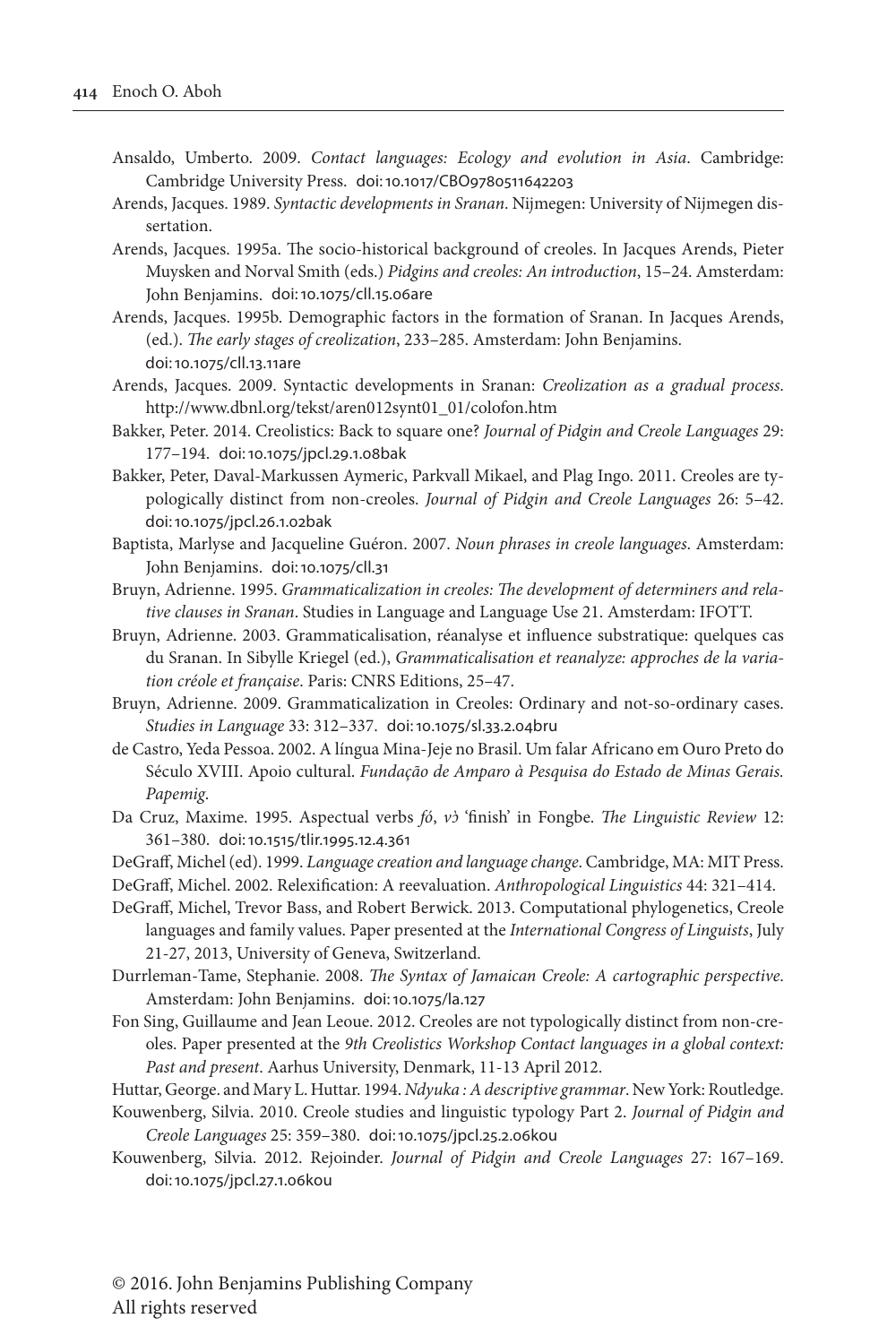Ansaldo, Umberto. 2009. *Contact languages: Ecology and evolution in Asia*. Cambridge: Cambridge University Press. doi:10.1017/CBO9780511642203

Arends, Jacques. 1989. *Syntactic developments in Sranan*. Nijmegen: University of Nijmegen dissertation.

Arends, Jacques. 1995a. The socio-historical background of creoles. In Jacques Arends, Pieter Muysken and Norval Smith (eds.) *Pidgins and creoles: An introduction*, 15–24. Amsterdam: John Benjamins. doi:10.1075/cll.15.06are

Arends, Jacques. 1995b. Demographic factors in the formation of Sranan. In Jacques Arends, (ed.). *The early stages of creolization*, 233–285. Amsterdam: John Benjamins. doi:10.1075/cll.13.11are

Arends, Jacques. 2009. Syntactic developments in Sranan: *Creolization as a gradual process*. http://www.dbnl.org/tekst/aren012synt01_01/colofon.htm

Bakker, Peter. 2014. Creolistics: Back to square one? *Journal of Pidgin and Creole Languages* 29: 177–194. doi:10.1075/jpcl.29.1.08bak

Bakker, Peter, Daval-Markussen Aymeric, Parkvall Mikael, and Plag Ingo. 2011. Creoles are typologically distinct from non-creoles. *Journal of Pidgin and Creole Languages* 26: 5–42. doi:10.1075/jpcl.26.1.02bak

Baptista, Marlyse and Jacqueline Guéron. 2007. *Noun phrases in creole languages*. Amsterdam: John Benjamins. doi:10.1075/cll.31

Bruyn, Adrienne. 1995. *Grammaticalization in creoles: The development of determiners and relative clauses in Sranan*. Studies in Language and Language Use 21. Amsterdam: IFOTT.

Bruyn, Adrienne. 2003. Grammaticalisation, réanalyse et influence substratique: quelques cas du Sranan. In Sibylle Kriegel (ed.), *Grammaticalisation et reanalyze: approches de la variation créole et française*. Paris: CNRS Editions, 25–47.

Bruyn, Adrienne. 2009. Grammaticalization in Creoles: Ordinary and not-so-ordinary cases. *Studies in Language* 33: 312–337. doi:10.1075/sl.33.2.04bru

de Castro, Yeda Pessoa. 2002. A língua Mina-Jeje no Brasil. Um falar Africano em Ouro Preto do Século XVIII. Apoio cultural. *Fundação de Amparo à Pesquisa do Estado de Minas Gerais. Papemig.*

Da Cruz, Maxime. 1995. Aspectual verbs *fó*, *vɔ̀* 'finish' in Fongbe. *The Linguistic Review* 12: 361–380. doi:10.1515/tlir.1995.12.4.361

DeGraff, Michel (ed). 1999. *Language creation and language change*. Cambridge, MA: MIT Press.

DeGraff, Michel. 2002. Relexification: A reevaluation. *Anthropological Linguistics* 44: 321–414.

DeGraff, Michel, Trevor Bass, and Robert Berwick. 2013. Computational phylogenetics, Creole languages and family values. Paper presented at the *International Congress of Linguists*, July 21-27, 2013, University of Geneva, Switzerland.

Durrleman-Tame, Stephanie. 2008. *The Syntax of Jamaican Creole: A cartographic perspective*. Amsterdam: John Benjamins. doi:10.1075/la.127

Fon Sing, Guillaume and Jean Leoue. 2012. Creoles are not typologically distinct from non-creoles. Paper presented at the *9th Creolistics Workshop Contact languages in a global context: Past and present*. Aarhus University, Denmark, 11-13 April 2012.

Huttar, George. and Mary L. Huttar. 1994. *Ndyuka : A descriptive grammar*. New York: Routledge.

Kouwenberg, Silvia. 2010. Creole studies and linguistic typology Part 2. *Journal of Pidgin and Creole Languages* 25: 359–380. doi:10.1075/jpcl.25.2.06kou

Kouwenberg, Silvia. 2012. Rejoinder. *Journal of Pidgin and Creole Languages* 27: 167–169. doi:10.1075/jpcl.27.1.06kou

© 2016. John Benjamins Publishing Company
All rights reserved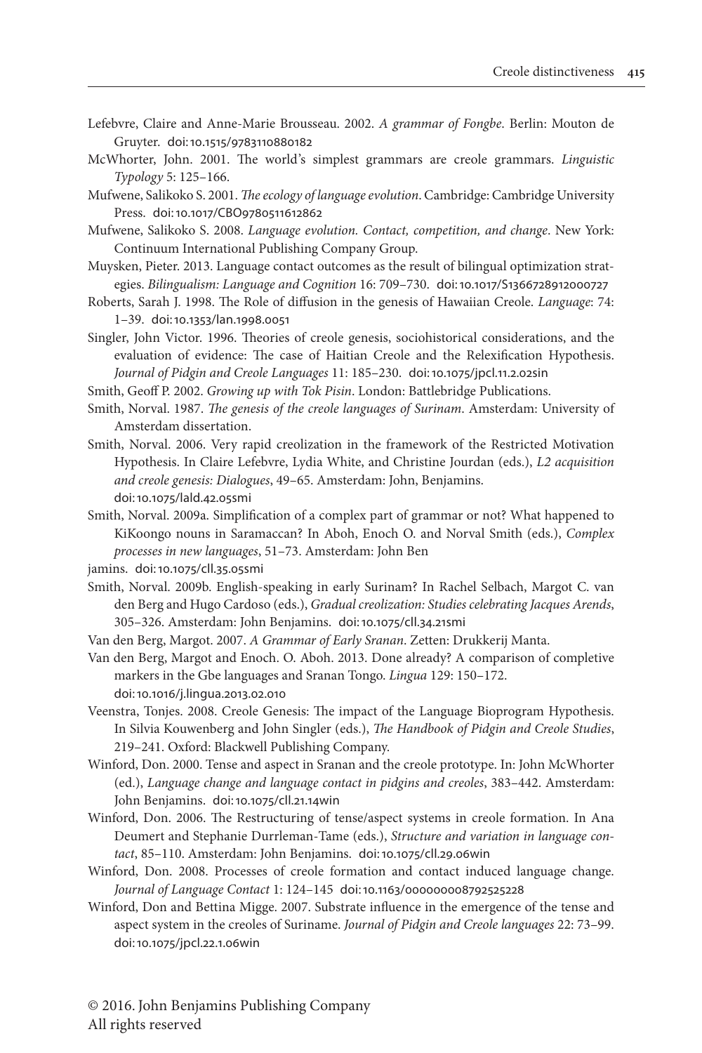Lefebvre, Claire and Anne-Marie Brousseau. 2002. *A grammar of Fongbe*. Berlin: Mouton de Gruyter. doi:10.1515/9783110880182

McWhorter, John. 2001. The world's simplest grammars are creole grammars. *Linguistic Typology* 5: 125–166.

Mufwene, Salikoko S. 2001. *The ecology of language evolution*. Cambridge: Cambridge University Press. doi:10.1017/CBO9780511612862

Mufwene, Salikoko S. 2008. *Language evolution. Contact, competition, and change*. New York: Continuum International Publishing Company Group.

Muysken, Pieter. 2013. Language contact outcomes as the result of bilingual optimization strategies. *Bilingualism: Language and Cognition* 16: 709–730. doi:10.1017/S1366728912000727

Roberts, Sarah J. 1998. The Role of diffusion in the genesis of Hawaiian Creole. *Language*: 74: 1–39. doi:10.1353/lan.1998.0051

Singler, John Victor. 1996. Theories of creole genesis, sociohistorical considerations, and the evaluation of evidence: The case of Haitian Creole and the Relexification Hypothesis. *Journal of Pidgin and Creole Languages* 11: 185–230. doi:10.1075/jpcl.11.2.02sin

Smith, Geoff P. 2002. *Growing up with Tok Pisin*. London: Battlebridge Publications.

Smith, Norval. 1987. *The genesis of the creole languages of Surinam*. Amsterdam: University of Amsterdam dissertation.

Smith, Norval. 2006. Very rapid creolization in the framework of the Restricted Motivation Hypothesis. In Claire Lefebvre, Lydia White, and Christine Jourdan (eds.), *L2 acquisition and creole genesis: Dialogues*, 49–65. Amsterdam: John, Benjamins. doi:10.1075/lald.42.05smi

Smith, Norval. 2009a. Simplification of a complex part of grammar or not? What happened to KiKoongo nouns in Saramaccan? In Aboh, Enoch O. and Norval Smith (eds.), *Complex processes in new languages*, 51–73. Amsterdam: John Ben
jamins. doi:10.1075/cll.35.05smi

Smith, Norval. 2009b. English-speaking in early Surinam? In Rachel Selbach, Margot C. van den Berg and Hugo Cardoso (eds.), *Gradual creolization: Studies celebrating Jacques Arends*, 305–326. Amsterdam: John Benjamins. doi:10.1075/cll.34.21smi

Van den Berg, Margot. 2007. *A Grammar of Early Sranan*. Zetten: Drukkerij Manta.

Van den Berg, Margot and Enoch. O. Aboh. 2013. Done already? A comparison of completive markers in the Gbe languages and Sranan Tongo. *Lingua* 129: 150–172. doi:10.1016/j.lingua.2013.02.010

Veenstra, Tonjes. 2008. Creole Genesis: The impact of the Language Bioprogram Hypothesis. In Silvia Kouwenberg and John Singler (eds.), *The Handbook of Pidgin and Creole Studies*, 219–241. Oxford: Blackwell Publishing Company.

Winford, Don. 2000. Tense and aspect in Sranan and the creole prototype. In: John McWhorter (ed.), *Language change and language contact in pidgins and creoles*, 383–442. Amsterdam: John Benjamins. doi:10.1075/cll.21.14win

Winford, Don. 2006. The Restructuring of tense/aspect systems in creole formation. In Ana Deumert and Stephanie Durrleman-Tame (eds.), *Structure and variation in language contact*, 85–110. Amsterdam: John Benjamins. doi:10.1075/cll.29.06win

Winford, Don. 2008. Processes of creole formation and contact induced language change. *Journal of Language Contact* 1: 124–145 doi:10.1163/000000008792525228

Winford, Don and Bettina Migge. 2007. Substrate influence in the emergence of the tense and aspect system in the creoles of Suriname. *Journal of Pidgin and Creole languages* 22: 73–99. doi:10.1075/jpcl.22.1.06win

© 2016. John Benjamins Publishing Company
All rights reserved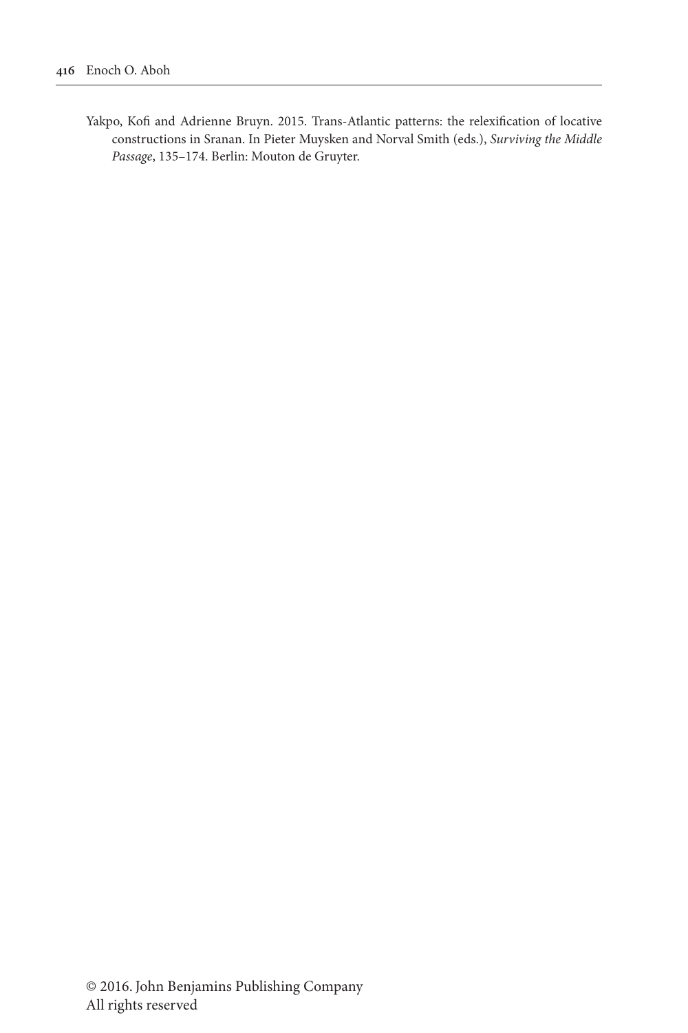Yakpo, Kofi and Adrienne Bruyn. 2015. Trans-Atlantic patterns: the relexification of locative constructions in Sranan. In Pieter Muysken and Norval Smith (eds.), *Surviving the Middle Passage*, 135–174. Berlin: Mouton de Gruyter.

© 2016. John Benjamins Publishing Company
All rights reserved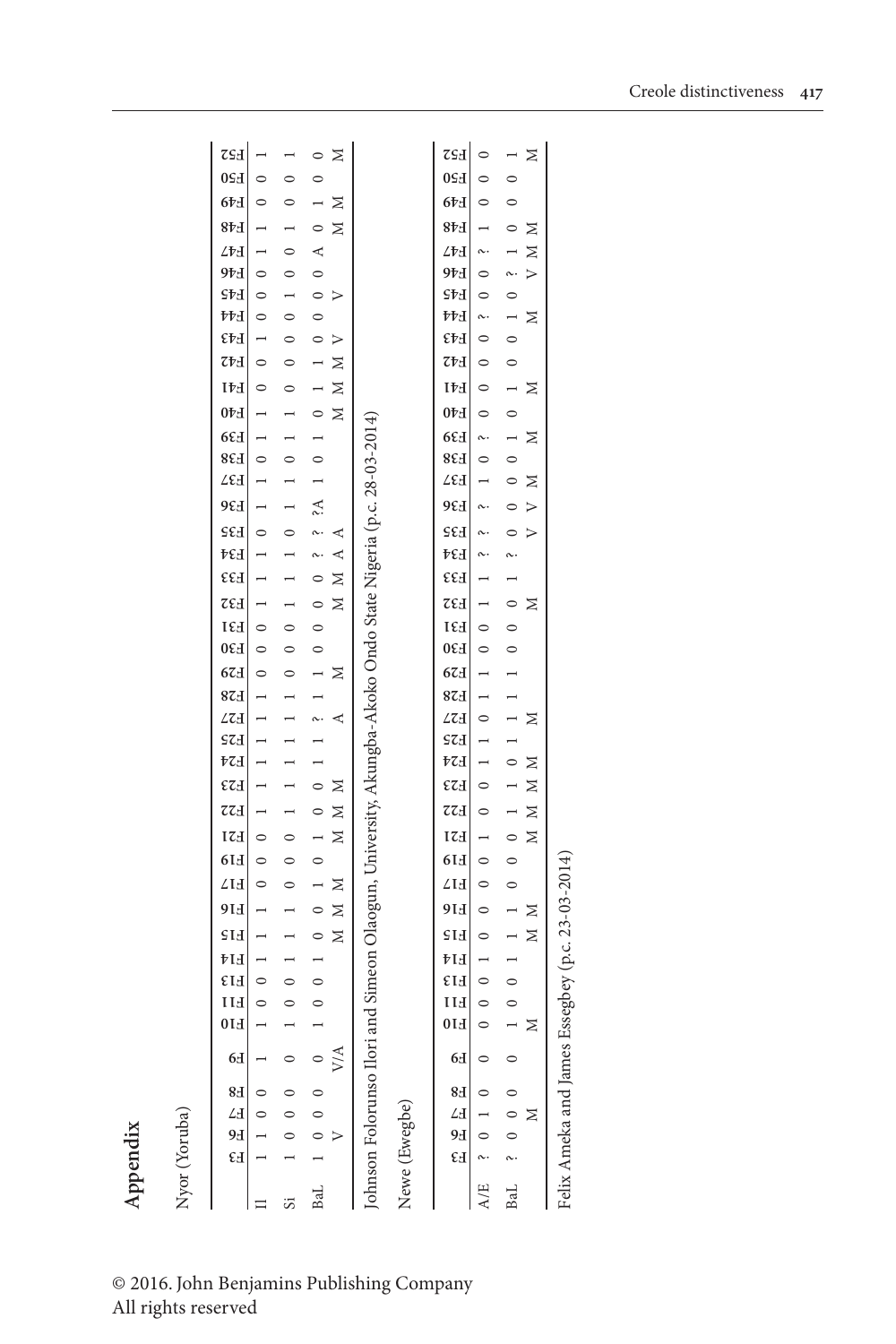## Appendix

Nyor (Yoruba)

| | F3 | F6 | F7 | F8 | F9 | F10 | F11 | F13 | F14 | F15 | F16 | F17 | F19 | F21 | F22 | F23 | F24 | F25 | F27 | F28 | F29 | F30 | F31 | F32 | F33 | F34 | F35 | F36 | F37 | F38 | F39 | F40 | F41 | F42 | F43 | F44 | F45 | F46 | F47 | F48 | F49 | F50 | F52 |
|---|---|---|---|---|---|---|---|---|---|---|---|---|---|---|---|---|---|---|---|---|---|---|---|---|---|---|---|---|---|---|---|---|---|---|---|---|---|---|---|---|---|---|---|
| Il | 1 | 1 | 0 | 0 | 1 | 1 | 0 | 0 | 1 | 1 | 1 | 0 | 0 | 0 | 1 | 1 | 1 | 1 | 1 | 1 | 0 | 0 | 0 | 1 | 1 | 1 | 0 | 1 | 1 | 0 | 1 | 1 | 0 | 0 | 1 | 0 | 0 | 0 | 1 | 1 | 0 | 0 | 1 |
| Si | 1 | 0 | 0 | 0 | 0 | 1 | 0 | 0 | 1 | 1 | 1 | 0 | 0 | 0 | 1 | 1 | 1 | 1 | 1 | 1 | 0 | 0 | 0 | 1 | 1 | 1 | 0 | 1 | 1 | 1 | 1 | 1 | 0 | 0 | 0 | 0 | 1 | 0 | 0 | 1 | 0 | 0 | 1 |
| BaL | 1 | 0 | 0 | 0 | 0 | 1 | 0 | 0 | 1 | 0 | 0 | 1 | 0 | 1 | 0 | 0 | 1 | 1 | ? | 1 | 1 | 0 | 0 | 0 | 0 | ? | ? | ?A | 1 | 0 | 1 | 0 | 1 | 1 | 0 | 0 | 0 | 0 | A | 0 | 1 | 0 | 0 |
| | | V | | | V/A | | | | | | M | M | M | M | M | M | | | A | | M | | | M | M | A | A | | | | | M | M | M | V | | V | | | M | M | | M |

Johnson Folorunso Ilori and Simeon Olaogun, University, Akungba-Akoko Ondo State Nigeria (p.c. 28-03-2014)

Newe (Ewegbe)

| | F3 | F6 | F7 | F8 | F9 | F10 | F11 | F13 | F14 | F15 | F16 | F17 | F19 | F21 | F22 | F23 | F24 | F25 | F27 | F28 | F29 | F30 | F31 | F32 | F33 | F34 | F35 | F36 | F37 | F38 | F39 | F40 | F41 | F42 | F43 | F44 | F45 | F46 | F47 | F48 | F49 | F50 | F52 |
|---|---|---|---|---|---|---|---|---|---|---|---|---|---|---|---|---|---|---|---|---|---|---|---|---|---|---|---|---|---|---|---|---|---|---|---|---|---|---|---|---|---|---|---|
| A/E | ? | 0 | 1 | 0 | 0 | 0 | 0 | 0 | 1 | 0 | 0 | 0 | 0 | 1 | 0 | 0 | 1 | 1 | 0 | 1 | 1 | 0 | 0 | 1 | 1 | ? | ? | ? | 1 | 0 | ? | 0 | 0 | 0 | 0 | ? | 0 | 0 | ? | 1 | 0 | 0 | 0 |
| BaL | ? | 0 | 0 | 0 | 0 | 1 | 0 | 0 | 1 | 1 | 1 | 0 | 0 | 0 | 1 | 1 | 0 | 1 | 1 | 1 | 1 | 0 | 0 | 0 | 1 | ? | 0 | 0 | 0 | 0 | 1 | 0 | 1 | 0 | 0 | 1 | 0 | ? | 1 | 0 | 0 | 0 | 1 |
| | | | M | | | M | | | | M | M | | | M | M | M | M | | M | | | | | M | | | V | V | M | | M | | M | | | M | | V | M | M | | | M |

Felix Ameka and James Essegbey (p.c. 23-03-2014)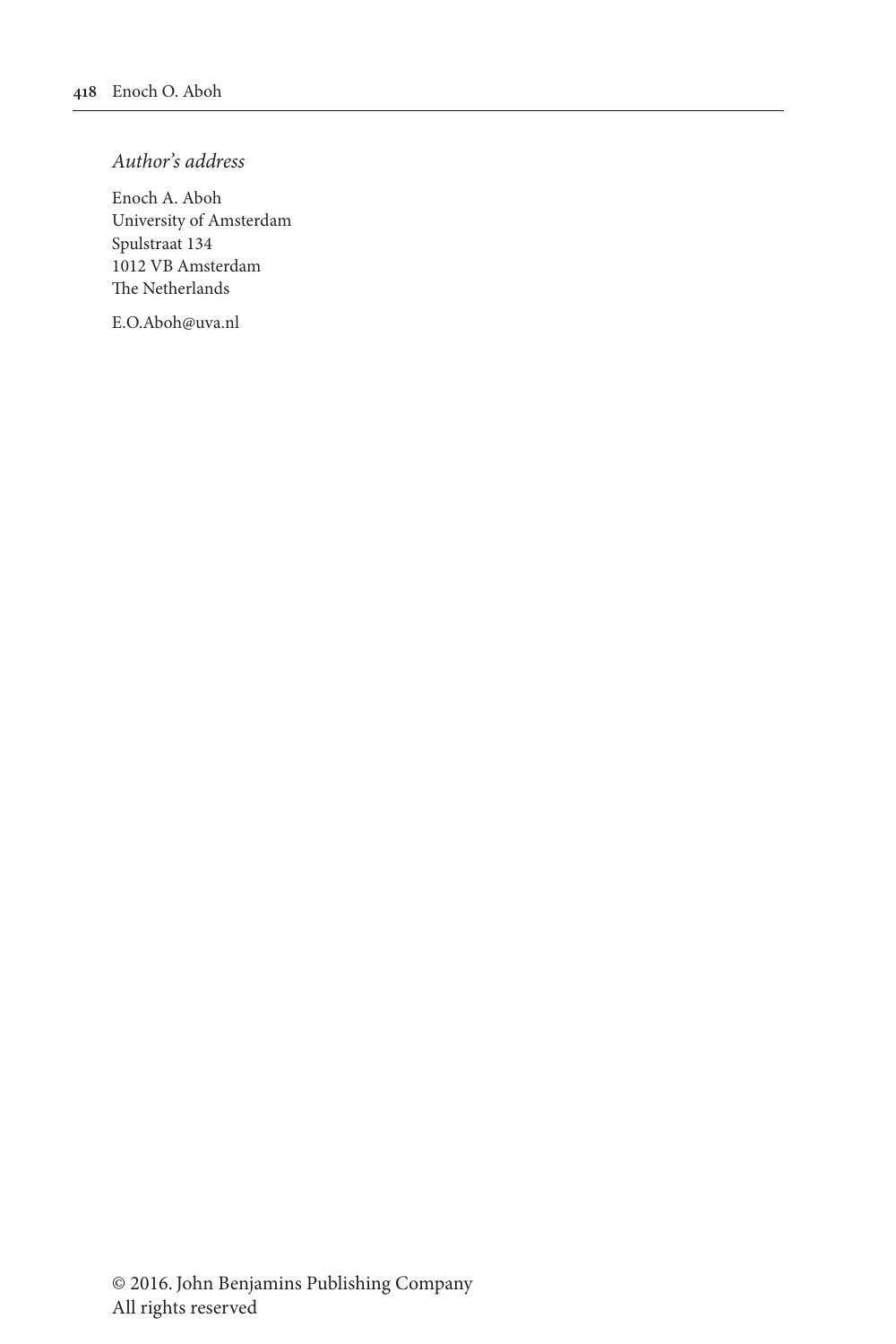*Author's address*

Enoch A. Aboh
University of Amsterdam
Spulstraat 134
1012 VB Amsterdam
The Netherlands

E.O.Aboh@uva.nl

© 2016. John Benjamins Publishing Company
All rights reserved